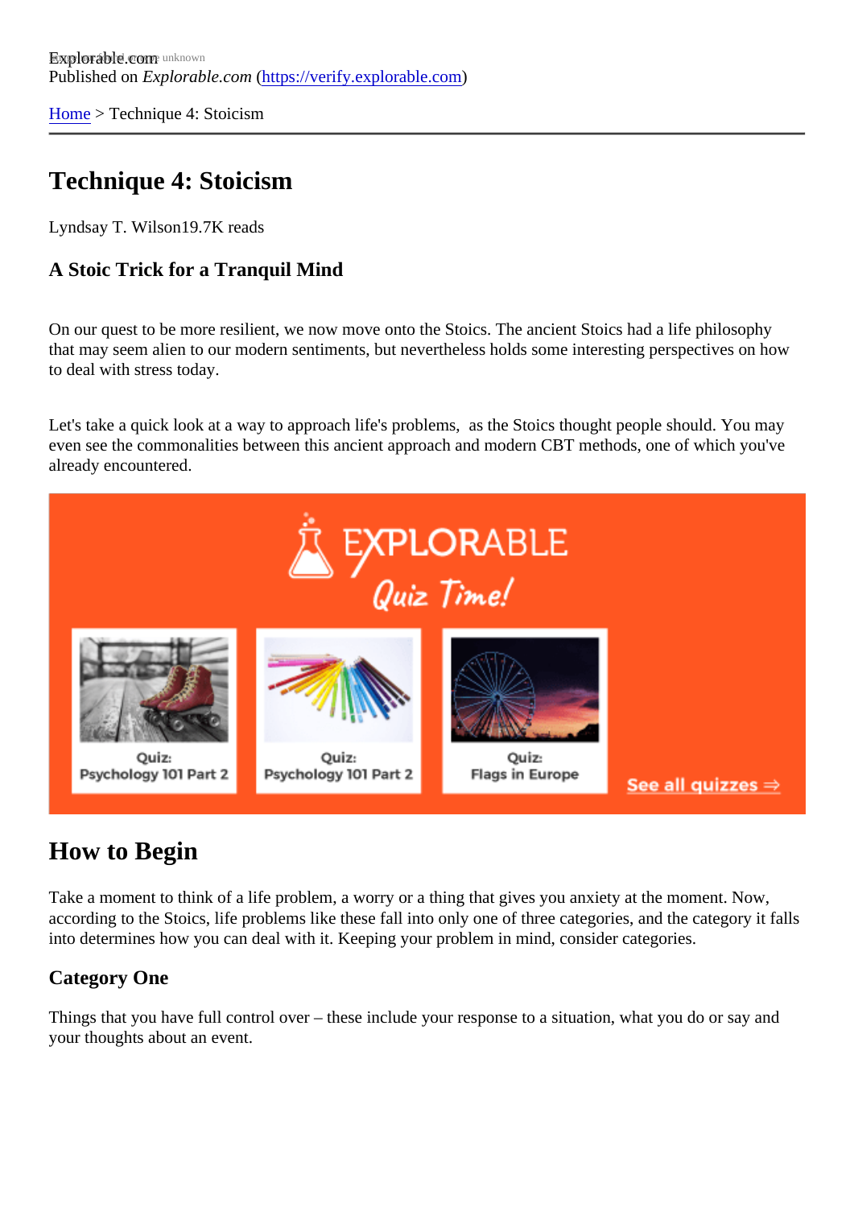Explorable.com
Published on *Explorable.com* (https://verify.explorable.com)

Home > Technique 4: Stoicism

# Technique 4: Stoicism

Lyndsay T. Wilson19.7K reads

### A Stoic Trick for a Tranquil Mind

On our quest to be more resilient, we now move onto the Stoics. The ancient Stoics had a life philosophy that may seem alien to our modern sentiments, but nevertheless holds some interesting perspectives on how to deal with stress today.

Let's take a quick look at a way to approach life's problems, as the Stoics thought people should. You may even see the commonalities between this ancient approach and modern CBT methods, one of which you've already encountered.

## How to Begin

Take a moment to think of a life problem, a worry or a thing that gives you anxiety at the moment. Now, according to the Stoics, life problems like these fall into only one of three categories, and the category it falls into determines how you can deal with it. Keeping your problem in mind, consider categories.

### Category One

Things that you have full control over – these include your response to a situation, what you do or say and your thoughts about an event.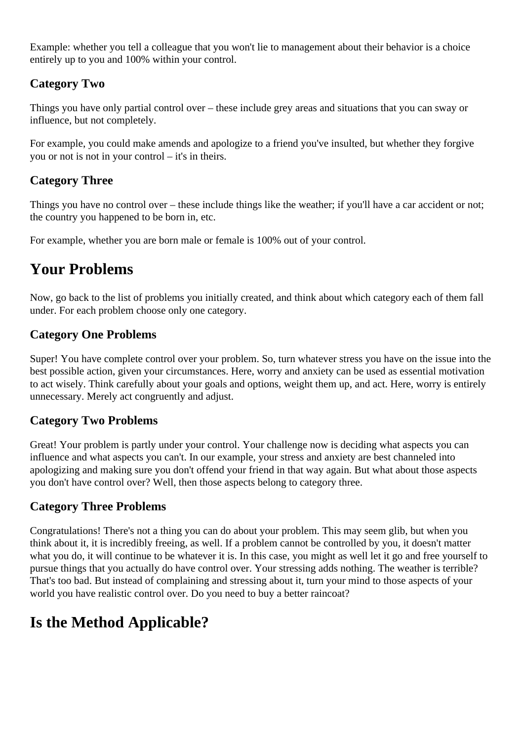Example: whether you tell a colleague that you won't lie to management about their behavior is a choice entirely up to you and 100% within your control.

### Category Two

Things you have only partial control over – these include grey areas and situations that you can sway or influence, but not completely.

For example, you could make amends and apologize to a friend you've insulted, but whether they forgive you or not is not in your control – it's in theirs.

### Category Three

Things you have no control over – these include things like the weather; if you'll have a car accident or not; the country you happened to be born in, etc.

For example, whether you are born male or female is 100% out of your control.

## Your Problems

Now, go back to the list of problems you initially created, and think about which category each of them fall under. For each problem choose only one category.

### Category One Problems

Super! You have complete control over your problem. So, turn whatever stress you have on the issue into the best possible action, given your circumstances. Here, worry and anxiety can be used as essential motivation to act wisely. Think carefully about your goals and options, weight them up, and act. Here, worry is entirely unnecessary. Merely act congruently and adjust.

### Category Two Problems

Great! Your problem is partly under your control. Your challenge now is deciding what aspects you can influence and what aspects you can't. In our example, your stress and anxiety are best channeled into apologizing and making sure you don't offend your friend in that way again. But what about those aspects you don't have control over? Well, then those aspects belong to category three.

### Category Three Problems

Congratulations! There's not a thing you can do about your problem. This may seem glib, but when you think about it, it is incredibly freeing, as well. If a problem cannot be controlled by you, it doesn't matter what you do, it will continue to be whatever it is. In this case, you might as well let it go and free yourself to pursue things that you actually do have control over. Your stressing adds nothing. The weather is terrible? That's too bad. But instead of complaining and stressing about it, turn your mind to those aspects of your world you have realistic control over. Do you need to buy a better raincoat?

## Is the Method Applicable?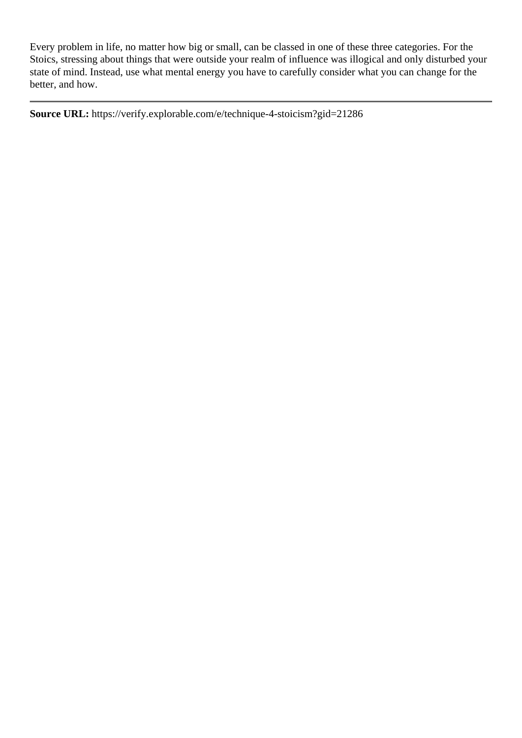Every problem in life, no matter how big or small, can be classed in one of these three categories. For the Stoics, stressing about things that were outside your realm of influence was illogical and only disturbed your state of mind. Instead, use what mental energy you have to carefully consider what you can change for the better, and how.

---

**Source URL:** https://verify.explorable.com/e/technique-4-stoicism?gid=21286